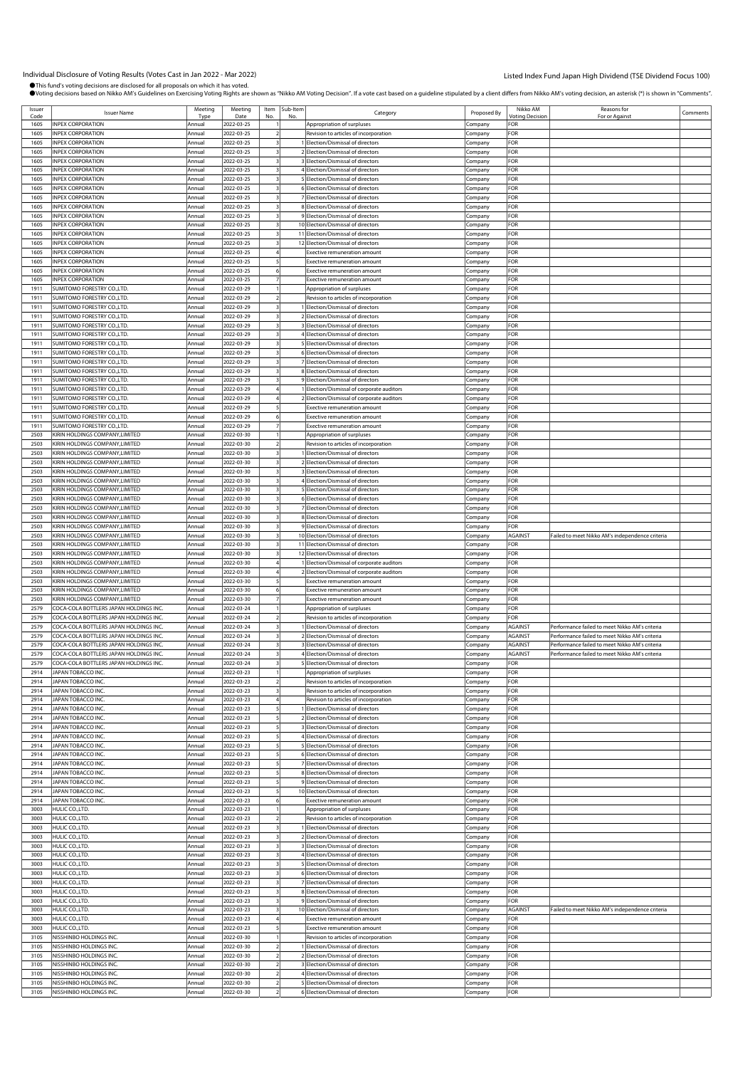Individual Disclosure of Voting Results (Votes Cast in Jan 2022 - Mar 2022)

Listed Index Fund Japan High Dividend (TSE Dividend Focus 100)

●This fund's voting decisions are disclosed for all proposals on which it has voted.
●Voting decisions based on Nikko AM's Guidelines on Exercising Voting Rights are shown as "Nikko AM Voting Decision". If a vote cast based on a guideline stipulated by a client differs from Nikko AM's voting decision, an asterisk (*) is shown in "Comments".

| Issuer Code | Issuer Name | Meeting Type | Meeting Date | Item No. | Sub-Item No. | Category | Proposed By | Nikko AM Voting Decision | Reasons for For or Against | Comments |
|---|---|---|---|---|---|---|---|---|---|---|
| 1605 | INPEX CORPORATION | Annual | 2022-03-25 | 1 | | Appropriation of surpluses | Company | FOR | | |
| 1605 | INPEX CORPORATION | Annual | 2022-03-25 | 2 | | Revision to articles of incorporation | Company | FOR | | |
| 1605 | INPEX CORPORATION | Annual | 2022-03-25 | 3 | 1 | Election/Dismissal of directors | Company | FOR | | |
| 1605 | INPEX CORPORATION | Annual | 2022-03-25 | 3 | 2 | Election/Dismissal of directors | Company | FOR | | |
| 1605 | INPEX CORPORATION | Annual | 2022-03-25 | 3 | 3 | Election/Dismissal of directors | Company | FOR | | |
| 1605 | INPEX CORPORATION | Annual | 2022-03-25 | 3 | 4 | Election/Dismissal of directors | Company | FOR | | |
| 1605 | INPEX CORPORATION | Annual | 2022-03-25 | 3 | 5 | Election/Dismissal of directors | Company | FOR | | |
| 1605 | INPEX CORPORATION | Annual | 2022-03-25 | 3 | 6 | Election/Dismissal of directors | Company | FOR | | |
| 1605 | INPEX CORPORATION | Annual | 2022-03-25 | 3 | 7 | Election/Dismissal of directors | Company | FOR | | |
| 1605 | INPEX CORPORATION | Annual | 2022-03-25 | 3 | 8 | Election/Dismissal of directors | Company | FOR | | |
| 1605 | INPEX CORPORATION | Annual | 2022-03-25 | 3 | 9 | Election/Dismissal of directors | Company | FOR | | |
| 1605 | INPEX CORPORATION | Annual | 2022-03-25 | 3 | 10 | Election/Dismissal of directors | Company | FOR | | |
| 1605 | INPEX CORPORATION | Annual | 2022-03-25 | 3 | 11 | Election/Dismissal of directors | Company | FOR | | |
| 1605 | INPEX CORPORATION | Annual | 2022-03-25 | 3 | 12 | Election/Dismissal of directors | Company | FOR | | |
| 1605 | INPEX CORPORATION | Annual | 2022-03-25 | 4 | | Exective remuneration amount | Company | FOR | | |
| 1605 | INPEX CORPORATION | Annual | 2022-03-25 | 5 | | Exective remuneration amount | Company | FOR | | |
| 1605 | INPEX CORPORATION | Annual | 2022-03-25 | 6 | | Exective remuneration amount | Company | FOR | | |
| 1605 | INPEX CORPORATION | Annual | 2022-03-25 | 7 | | Exective remuneration amount | Company | FOR | | |
| 1911 | SUMITOMO FORESTRY CO.,LTD. | Annual | 2022-03-29 | 1 | | Appropriation of surpluses | Company | FOR | | |
| 1911 | SUMITOMO FORESTRY CO.,LTD. | Annual | 2022-03-29 | 2 | | Revision to articles of incorporation | Company | FOR | | |
| 1911 | SUMITOMO FORESTRY CO.,LTD. | Annual | 2022-03-29 | 3 | 1 | Election/Dismissal of directors | Company | FOR | | |
| 1911 | SUMITOMO FORESTRY CO.,LTD. | Annual | 2022-03-29 | 3 | 2 | Election/Dismissal of directors | Company | FOR | | |
| 1911 | SUMITOMO FORESTRY CO.,LTD. | Annual | 2022-03-29 | 3 | 3 | Election/Dismissal of directors | Company | FOR | | |
| 1911 | SUMITOMO FORESTRY CO.,LTD. | Annual | 2022-03-29 | 3 | 4 | Election/Dismissal of directors | Company | FOR | | |
| 1911 | SUMITOMO FORESTRY CO.,LTD. | Annual | 2022-03-29 | 3 | 5 | Election/Dismissal of directors | Company | FOR | | |
| 1911 | SUMITOMO FORESTRY CO.,LTD. | Annual | 2022-03-29 | 3 | 6 | Election/Dismissal of directors | Company | FOR | | |
| 1911 | SUMITOMO FORESTRY CO.,LTD. | Annual | 2022-03-29 | 3 | 7 | Election/Dismissal of directors | Company | FOR | | |
| 1911 | SUMITOMO FORESTRY CO.,LTD. | Annual | 2022-03-29 | 3 | 8 | Election/Dismissal of directors | Company | FOR | | |
| 1911 | SUMITOMO FORESTRY CO.,LTD. | Annual | 2022-03-29 | 3 | 9 | Election/Dismissal of directors | Company | FOR | | |
| 1911 | SUMITOMO FORESTRY CO.,LTD. | Annual | 2022-03-29 | 4 | 1 | Election/Dismissal of corporate auditors | Company | FOR | | |
| 1911 | SUMITOMO FORESTRY CO.,LTD. | Annual | 2022-03-29 | 4 | 2 | Election/Dismissal of corporate auditors | Company | FOR | | |
| 1911 | SUMITOMO FORESTRY CO.,LTD. | Annual | 2022-03-29 | 5 | | Exective remuneration amount | Company | FOR | | |
| 1911 | SUMITOMO FORESTRY CO.,LTD. | Annual | 2022-03-29 | 6 | | Exective remuneration amount | Company | FOR | | |
| 1911 | SUMITOMO FORESTRY CO.,LTD. | Annual | 2022-03-29 | 7 | | Exective remuneration amount | Company | FOR | | |
| 2503 | KIRIN HOLDINGS COMPANY,LIMITED | Annual | 2022-03-30 | 1 | | Appropriation of surpluses | Company | FOR | | |
| 2503 | KIRIN HOLDINGS COMPANY,LIMITED | Annual | 2022-03-30 | 2 | | Revision to articles of incorporation | Company | FOR | | |
| 2503 | KIRIN HOLDINGS COMPANY,LIMITED | Annual | 2022-03-30 | 3 | 1 | Election/Dismissal of directors | Company | FOR | | |
| 2503 | KIRIN HOLDINGS COMPANY,LIMITED | Annual | 2022-03-30 | 3 | 2 | Election/Dismissal of directors | Company | FOR | | |
| 2503 | KIRIN HOLDINGS COMPANY,LIMITED | Annual | 2022-03-30 | 3 | 3 | Election/Dismissal of directors | Company | FOR | | |
| 2503 | KIRIN HOLDINGS COMPANY,LIMITED | Annual | 2022-03-30 | 3 | 4 | Election/Dismissal of directors | Company | FOR | | |
| 2503 | KIRIN HOLDINGS COMPANY,LIMITED | Annual | 2022-03-30 | 3 | 5 | Election/Dismissal of directors | Company | FOR | | |
| 2503 | KIRIN HOLDINGS COMPANY,LIMITED | Annual | 2022-03-30 | 3 | 6 | Election/Dismissal of directors | Company | FOR | | |
| 2503 | KIRIN HOLDINGS COMPANY,LIMITED | Annual | 2022-03-30 | 3 | 7 | Election/Dismissal of directors | Company | FOR | | |
| 2503 | KIRIN HOLDINGS COMPANY,LIMITED | Annual | 2022-03-30 | 3 | 8 | Election/Dismissal of directors | Company | FOR | | |
| 2503 | KIRIN HOLDINGS COMPANY,LIMITED | Annual | 2022-03-30 | 3 | 9 | Election/Dismissal of directors | Company | FOR | | |
| 2503 | KIRIN HOLDINGS COMPANY,LIMITED | Annual | 2022-03-30 | 3 | 10 | Election/Dismissal of directors | Company | AGAINST | Failed to meet Nikko AM's independence criteria | |
| 2503 | KIRIN HOLDINGS COMPANY,LIMITED | Annual | 2022-03-30 | 3 | 11 | Election/Dismissal of directors | Company | FOR | | |
| 2503 | KIRIN HOLDINGS COMPANY,LIMITED | Annual | 2022-03-30 | 3 | 12 | Election/Dismissal of directors | Company | FOR | | |
| 2503 | KIRIN HOLDINGS COMPANY,LIMITED | Annual | 2022-03-30 | 4 | 1 | Election/Dismissal of corporate auditors | Company | FOR | | |
| 2503 | KIRIN HOLDINGS COMPANY,LIMITED | Annual | 2022-03-30 | 4 | 2 | Election/Dismissal of corporate auditors | Company | FOR | | |
| 2503 | KIRIN HOLDINGS COMPANY,LIMITED | Annual | 2022-03-30 | 5 | | Exective remuneration amount | Company | FOR | | |
| 2503 | KIRIN HOLDINGS COMPANY,LIMITED | Annual | 2022-03-30 | 6 | | Exective remuneration amount | Company | FOR | | |
| 2503 | KIRIN HOLDINGS COMPANY,LIMITED | Annual | 2022-03-30 | 7 | | Exective remuneration amount | Company | FOR | | |
| 2579 | COCA-COLA BOTTLERS JAPAN HOLDINGS INC. | Annual | 2022-03-24 | 1 | | Appropriation of surpluses | Company | FOR | | |
| 2579 | COCA-COLA BOTTLERS JAPAN HOLDINGS INC. | Annual | 2022-03-24 | 2 | | Revision to articles of incorporation | Company | FOR | | |
| 2579 | COCA-COLA BOTTLERS JAPAN HOLDINGS INC. | Annual | 2022-03-24 | 3 | 1 | Election/Dismissal of directors | Company | AGAINST | Performance failed to meet Nikko AM's criteria | |
| 2579 | COCA-COLA BOTTLERS JAPAN HOLDINGS INC. | Annual | 2022-03-24 | 3 | 2 | Election/Dismissal of directors | Company | AGAINST | Performance failed to meet Nikko AM's criteria | |
| 2579 | COCA-COLA BOTTLERS JAPAN HOLDINGS INC. | Annual | 2022-03-24 | 3 | 3 | Election/Dismissal of directors | Company | AGAINST | Performance failed to meet Nikko AM's criteria | |
| 2579 | COCA-COLA BOTTLERS JAPAN HOLDINGS INC. | Annual | 2022-03-24 | 3 | 4 | Election/Dismissal of directors | Company | AGAINST | Performance failed to meet Nikko AM's criteria | |
| 2579 | COCA-COLA BOTTLERS JAPAN HOLDINGS INC. | Annual | 2022-03-24 | 3 | 5 | Election/Dismissal of directors | Company | FOR | | |
| 2914 | JAPAN TOBACCO INC. | Annual | 2022-03-23 | 1 | | Appropriation of surpluses | Company | FOR | | |
| 2914 | JAPAN TOBACCO INC. | Annual | 2022-03-23 | 2 | | Revision to articles of incorporation | Company | FOR | | |
| 2914 | JAPAN TOBACCO INC. | Annual | 2022-03-23 | 3 | | Revision to articles of incorporation | Company | FOR | | |
| 2914 | JAPAN TOBACCO INC. | Annual | 2022-03-23 | 4 | | Revision to articles of incorporation | Company | FOR | | |
| 2914 | JAPAN TOBACCO INC. | Annual | 2022-03-23 | 5 | 1 | Election/Dismissal of directors | Company | FOR | | |
| 2914 | JAPAN TOBACCO INC. | Annual | 2022-03-23 | 5 | 2 | Election/Dismissal of directors | Company | FOR | | |
| 2914 | JAPAN TOBACCO INC. | Annual | 2022-03-23 | 5 | 3 | Election/Dismissal of directors | Company | FOR | | |
| 2914 | JAPAN TOBACCO INC. | Annual | 2022-03-23 | 5 | 4 | Election/Dismissal of directors | Company | FOR | | |
| 2914 | JAPAN TOBACCO INC. | Annual | 2022-03-23 | 5 | 5 | Election/Dismissal of directors | Company | FOR | | |
| 2914 | JAPAN TOBACCO INC. | Annual | 2022-03-23 | 5 | 6 | Election/Dismissal of directors | Company | FOR | | |
| 2914 | JAPAN TOBACCO INC. | Annual | 2022-03-23 | 5 | 7 | Election/Dismissal of directors | Company | FOR | | |
| 2914 | JAPAN TOBACCO INC. | Annual | 2022-03-23 | 5 | 8 | Election/Dismissal of directors | Company | FOR | | |
| 2914 | JAPAN TOBACCO INC. | Annual | 2022-03-23 | 5 | 9 | Election/Dismissal of directors | Company | FOR | | |
| 2914 | JAPAN TOBACCO INC. | Annual | 2022-03-23 | 5 | 10 | Election/Dismissal of directors | Company | FOR | | |
| 2914 | JAPAN TOBACCO INC. | Annual | 2022-03-23 | 6 | | Exective remuneration amount | Company | FOR | | |
| 3003 | HULIC CO.,LTD. | Annual | 2022-03-23 | 1 | | Appropriation of surpluses | Company | FOR | | |
| 3003 | HULIC CO.,LTD. | Annual | 2022-03-23 | 2 | | Revision to articles of incorporation | Company | FOR | | |
| 3003 | HULIC CO.,LTD. | Annual | 2022-03-23 | 3 | 1 | Election/Dismissal of directors | Company | FOR | | |
| 3003 | HULIC CO.,LTD. | Annual | 2022-03-23 | 3 | 2 | Election/Dismissal of directors | Company | FOR | | |
| 3003 | HULIC CO.,LTD. | Annual | 2022-03-23 | 3 | 3 | Election/Dismissal of directors | Company | FOR | | |
| 3003 | HULIC CO.,LTD. | Annual | 2022-03-23 | 3 | 4 | Election/Dismissal of directors | Company | FOR | | |
| 3003 | HULIC CO.,LTD. | Annual | 2022-03-23 | 3 | 5 | Election/Dismissal of directors | Company | FOR | | |
| 3003 | HULIC CO.,LTD. | Annual | 2022-03-23 | 3 | 6 | Election/Dismissal of directors | Company | FOR | | |
| 3003 | HULIC CO.,LTD. | Annual | 2022-03-23 | 3 | 7 | Election/Dismissal of directors | Company | FOR | | |
| 3003 | HULIC CO.,LTD. | Annual | 2022-03-23 | 3 | 8 | Election/Dismissal of directors | Company | FOR | | |
| 3003 | HULIC CO.,LTD. | Annual | 2022-03-23 | 3 | 9 | Election/Dismissal of directors | Company | FOR | | |
| 3003 | HULIC CO.,LTD. | Annual | 2022-03-23 | 3 | 10 | Election/Dismissal of directors | Company | AGAINST | Failed to meet Nikko AM's independence criteria | |
| 3003 | HULIC CO.,LTD. | Annual | 2022-03-23 | 4 | | Exective remuneration amount | Company | FOR | | |
| 3003 | HULIC CO.,LTD. | Annual | 2022-03-23 | 5 | | Exective remuneration amount | Company | FOR | | |
| 3105 | NISSHINBO HOLDINGS INC. | Annual | 2022-03-30 | 1 | | Revision to articles of incorporation | Company | FOR | | |
| 3105 | NISSHINBO HOLDINGS INC. | Annual | 2022-03-30 | 2 | 1 | Election/Dismissal of directors | Company | FOR | | |
| 3105 | NISSHINBO HOLDINGS INC. | Annual | 2022-03-30 | 2 | 2 | Election/Dismissal of directors | Company | FOR | | |
| 3105 | NISSHINBO HOLDINGS INC. | Annual | 2022-03-30 | 2 | 3 | Election/Dismissal of directors | Company | FOR | | |
| 3105 | NISSHINBO HOLDINGS INC. | Annual | 2022-03-30 | 2 | 4 | Election/Dismissal of directors | Company | FOR | | |
| 3105 | NISSHINBO HOLDINGS INC. | Annual | 2022-03-30 | 2 | 5 | Election/Dismissal of directors | Company | FOR | | |
| 3105 | NISSHINBO HOLDINGS INC. | Annual | 2022-03-30 | 2 | 6 | Election/Dismissal of directors | Company | FOR | | |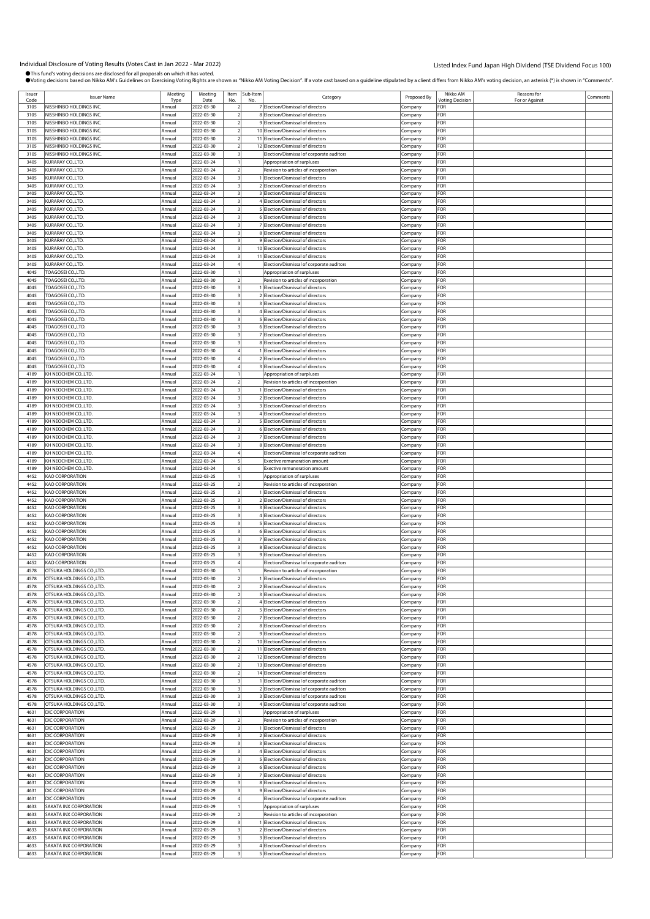Individual Disclosure of Voting Results (Votes Cast in Jan 2022 - Mar 2022)

Listed Index Fund Japan High Dividend (TSE Dividend Focus 100)

●This fund's voting decisions are disclosed for all proposals on which it has voted.
●Voting decisions based on Nikko AM's Guidelines on Exercising Voting Rights are shown as "Nikko AM Voting Decision". If a vote cast based on a guideline stipulated by a client differs from Nikko AM's voting decision, an asterisk (*) is shown in "Comments".

| Issuer Code | Issuer Name | Meeting Type | Meeting Date | Item No. | Sub-Item No. | Category | Proposed By | Nikko AM Voting Decision | Reasons for For or Against | Comments |
|---|---|---|---|---|---|---|---|---|---|---|
| 3105 | NISSHINBO HOLDINGS INC. | Annual | 2022-03-30 | 2 | 7 | Election/Dismissal of directors | Company | FOR | | |
| 3105 | NISSHINBO HOLDINGS INC. | Annual | 2022-03-30 | 2 | 8 | Election/Dismissal of directors | Company | FOR | | |
| 3105 | NISSHINBO HOLDINGS INC. | Annual | 2022-03-30 | 2 | 9 | Election/Dismissal of directors | Company | FOR | | |
| 3105 | NISSHINBO HOLDINGS INC. | Annual | 2022-03-30 | 2 | 10 | Election/Dismissal of directors | Company | FOR | | |
| 3105 | NISSHINBO HOLDINGS INC. | Annual | 2022-03-30 | 2 | 11 | Election/Dismissal of directors | Company | FOR | | |
| 3105 | NISSHINBO HOLDINGS INC. | Annual | 2022-03-30 | 2 | 12 | Election/Dismissal of directors | Company | FOR | | |
| 3105 | NISSHINBO HOLDINGS INC. | Annual | 2022-03-30 | 3 | | Election/Dismissal of corporate auditors | Company | FOR | | |
| 3405 | KURARAY CO.,LTD. | Annual | 2022-03-24 | 1 | | Appropriation of surpluses | Company | FOR | | |
| 3405 | KURARAY CO.,LTD. | Annual | 2022-03-24 | 2 | | Revision to articles of incorporation | Company | FOR | | |
| 3405 | KURARAY CO.,LTD. | Annual | 2022-03-24 | 3 | 1 | Election/Dismissal of directors | Company | FOR | | |
| 3405 | KURARAY CO.,LTD. | Annual | 2022-03-24 | 3 | 2 | Election/Dismissal of directors | Company | FOR | | |
| 3405 | KURARAY CO.,LTD. | Annual | 2022-03-24 | 3 | 3 | Election/Dismissal of directors | Company | FOR | | |
| 3405 | KURARAY CO.,LTD. | Annual | 2022-03-24 | 3 | 4 | Election/Dismissal of directors | Company | FOR | | |
| 3405 | KURARAY CO.,LTD. | Annual | 2022-03-24 | 3 | 5 | Election/Dismissal of directors | Company | FOR | | |
| 3405 | KURARAY CO.,LTD. | Annual | 2022-03-24 | 3 | 6 | Election/Dismissal of directors | Company | FOR | | |
| 3405 | KURARAY CO.,LTD. | Annual | 2022-03-24 | 3 | 7 | Election/Dismissal of directors | Company | FOR | | |
| 3405 | KURARAY CO.,LTD. | Annual | 2022-03-24 | 3 | 8 | Election/Dismissal of directors | Company | FOR | | |
| 3405 | KURARAY CO.,LTD. | Annual | 2022-03-24 | 3 | 9 | Election/Dismissal of directors | Company | FOR | | |
| 3405 | KURARAY CO.,LTD. | Annual | 2022-03-24 | 3 | 10 | Election/Dismissal of directors | Company | FOR | | |
| 3405 | KURARAY CO.,LTD. | Annual | 2022-03-24 | 3 | 11 | Election/Dismissal of directors | Company | FOR | | |
| 3405 | KURARAY CO.,LTD. | Annual | 2022-03-24 | 4 | | Election/Dismissal of corporate auditors | Company | FOR | | |
| 4045 | TOAGOSEI CO.,LTD. | Annual | 2022-03-30 | 1 | | Appropriation of surpluses | Company | FOR | | |
| 4045 | TOAGOSEI CO.,LTD. | Annual | 2022-03-30 | 2 | | Revision to articles of incorporation | Company | FOR | | |
| 4045 | TOAGOSEI CO.,LTD. | Annual | 2022-03-30 | 3 | 1 | Election/Dismissal of directors | Company | FOR | | |
| 4045 | TOAGOSEI CO.,LTD. | Annual | 2022-03-30 | 3 | 2 | Election/Dismissal of directors | Company | FOR | | |
| 4045 | TOAGOSEI CO.,LTD. | Annual | 2022-03-30 | 3 | 3 | Election/Dismissal of directors | Company | FOR | | |
| 4045 | TOAGOSEI CO.,LTD. | Annual | 2022-03-30 | 3 | 4 | Election/Dismissal of directors | Company | FOR | | |
| 4045 | TOAGOSEI CO.,LTD. | Annual | 2022-03-30 | 3 | 5 | Election/Dismissal of directors | Company | FOR | | |
| 4045 | TOAGOSEI CO.,LTD. | Annual | 2022-03-30 | 3 | 6 | Election/Dismissal of directors | Company | FOR | | |
| 4045 | TOAGOSEI CO.,LTD. | Annual | 2022-03-30 | 3 | 7 | Election/Dismissal of directors | Company | FOR | | |
| 4045 | TOAGOSEI CO.,LTD. | Annual | 2022-03-30 | 3 | 8 | Election/Dismissal of directors | Company | FOR | | |
| 4045 | TOAGOSEI CO.,LTD. | Annual | 2022-03-30 | 4 | 1 | Election/Dismissal of directors | Company | FOR | | |
| 4045 | TOAGOSEI CO.,LTD. | Annual | 2022-03-30 | 4 | 2 | Election/Dismissal of directors | Company | FOR | | |
| 4045 | TOAGOSEI CO.,LTD. | Annual | 2022-03-30 | 4 | 3 | Election/Dismissal of directors | Company | FOR | | |
| 4189 | KH NEOCHEM CO.,LTD. | Annual | 2022-03-24 | 1 | | Appropriation of surpluses | Company | FOR | | |
| 4189 | KH NEOCHEM CO.,LTD. | Annual | 2022-03-24 | 2 | | Revision to articles of incorporation | Company | FOR | | |
| 4189 | KH NEOCHEM CO.,LTD. | Annual | 2022-03-24 | 3 | 1 | Election/Dismissal of directors | Company | FOR | | |
| 4189 | KH NEOCHEM CO.,LTD. | Annual | 2022-03-24 | 3 | 2 | Election/Dismissal of directors | Company | FOR | | |
| 4189 | KH NEOCHEM CO.,LTD. | Annual | 2022-03-24 | 3 | 3 | Election/Dismissal of directors | Company | FOR | | |
| 4189 | KH NEOCHEM CO.,LTD. | Annual | 2022-03-24 | 3 | 4 | Election/Dismissal of directors | Company | FOR | | |
| 4189 | KH NEOCHEM CO.,LTD. | Annual | 2022-03-24 | 3 | 5 | Election/Dismissal of directors | Company | FOR | | |
| 4189 | KH NEOCHEM CO.,LTD. | Annual | 2022-03-24 | 3 | 6 | Election/Dismissal of directors | Company | FOR | | |
| 4189 | KH NEOCHEM CO.,LTD. | Annual | 2022-03-24 | 3 | 7 | Election/Dismissal of directors | Company | FOR | | |
| 4189 | KH NEOCHEM CO.,LTD. | Annual | 2022-03-24 | 3 | 8 | Election/Dismissal of directors | Company | FOR | | |
| 4189 | KH NEOCHEM CO.,LTD. | Annual | 2022-03-24 | 4 | | Election/Dismissal of corporate auditors | Company | FOR | | |
| 4189 | KH NEOCHEM CO.,LTD. | Annual | 2022-03-24 | 5 | | Exective remuneration amount | Company | FOR | | |
| 4189 | KH NEOCHEM CO.,LTD. | Annual | 2022-03-24 | 6 | | Exective remuneration amount | Company | FOR | | |
| 4452 | KAO CORPORATION | Annual | 2022-03-25 | 1 | | Appropriation of surpluses | Company | FOR | | |
| 4452 | KAO CORPORATION | Annual | 2022-03-25 | 2 | | Revision to articles of incorporation | Company | FOR | | |
| 4452 | KAO CORPORATION | Annual | 2022-03-25 | 3 | 1 | Election/Dismissal of directors | Company | FOR | | |
| 4452 | KAO CORPORATION | Annual | 2022-03-25 | 3 | 2 | Election/Dismissal of directors | Company | FOR | | |
| 4452 | KAO CORPORATION | Annual | 2022-03-25 | 3 | 3 | Election/Dismissal of directors | Company | FOR | | |
| 4452 | KAO CORPORATION | Annual | 2022-03-25 | 3 | 4 | Election/Dismissal of directors | Company | FOR | | |
| 4452 | KAO CORPORATION | Annual | 2022-03-25 | 3 | 5 | Election/Dismissal of directors | Company | FOR | | |
| 4452 | KAO CORPORATION | Annual | 2022-03-25 | 3 | 6 | Election/Dismissal of directors | Company | FOR | | |
| 4452 | KAO CORPORATION | Annual | 2022-03-25 | 3 | 7 | Election/Dismissal of directors | Company | FOR | | |
| 4452 | KAO CORPORATION | Annual | 2022-03-25 | 3 | 8 | Election/Dismissal of directors | Company | FOR | | |
| 4452 | KAO CORPORATION | Annual | 2022-03-25 | 3 | 9 | Election/Dismissal of directors | Company | FOR | | |
| 4452 | KAO CORPORATION | Annual | 2022-03-25 | 4 | | Election/Dismissal of corporate auditors | Company | FOR | | |
| 4578 | OTSUKA HOLDINGS CO.,LTD. | Annual | 2022-03-30 | 1 | | Revision to articles of incorporation | Company | FOR | | |
| 4578 | OTSUKA HOLDINGS CO.,LTD. | Annual | 2022-03-30 | 2 | 1 | Election/Dismissal of directors | Company | FOR | | |
| 4578 | OTSUKA HOLDINGS CO.,LTD. | Annual | 2022-03-30 | 2 | 2 | Election/Dismissal of directors | Company | FOR | | |
| 4578 | OTSUKA HOLDINGS CO.,LTD. | Annual | 2022-03-30 | 2 | 3 | Election/Dismissal of directors | Company | FOR | | |
| 4578 | OTSUKA HOLDINGS CO.,LTD. | Annual | 2022-03-30 | 2 | 4 | Election/Dismissal of directors | Company | FOR | | |
| 4578 | OTSUKA HOLDINGS CO.,LTD. | Annual | 2022-03-30 | 2 | 5 | Election/Dismissal of directors | Company | FOR | | |
| 4578 | OTSUKA HOLDINGS CO.,LTD. | Annual | 2022-03-30 | 2 | 7 | Election/Dismissal of directors | Company | FOR | | |
| 4578 | OTSUKA HOLDINGS CO.,LTD. | Annual | 2022-03-30 | 2 | 8 | Election/Dismissal of directors | Company | FOR | | |
| 4578 | OTSUKA HOLDINGS CO.,LTD. | Annual | 2022-03-30 | 2 | 9 | Election/Dismissal of directors | Company | FOR | | |
| 4578 | OTSUKA HOLDINGS CO.,LTD. | Annual | 2022-03-30 | 2 | 10 | Election/Dismissal of directors | Company | FOR | | |
| 4578 | OTSUKA HOLDINGS CO.,LTD. | Annual | 2022-03-30 | 2 | 11 | Election/Dismissal of directors | Company | FOR | | |
| 4578 | OTSUKA HOLDINGS CO.,LTD. | Annual | 2022-03-30 | 2 | 12 | Election/Dismissal of directors | Company | FOR | | |
| 4578 | OTSUKA HOLDINGS CO.,LTD. | Annual | 2022-03-30 | 2 | 13 | Election/Dismissal of directors | Company | FOR | | |
| 4578 | OTSUKA HOLDINGS CO.,LTD. | Annual | 2022-03-30 | 2 | 14 | Election/Dismissal of directors | Company | FOR | | |
| 4578 | OTSUKA HOLDINGS CO.,LTD. | Annual | 2022-03-30 | 3 | 1 | Election/Dismissal of corporate auditors | Company | FOR | | |
| 4578 | OTSUKA HOLDINGS CO.,LTD. | Annual | 2022-03-30 | 3 | 2 | Election/Dismissal of corporate auditors | Company | FOR | | |
| 4578 | OTSUKA HOLDINGS CO.,LTD. | Annual | 2022-03-30 | 3 | 3 | Election/Dismissal of corporate auditors | Company | FOR | | |
| 4578 | OTSUKA HOLDINGS CO.,LTD. | Annual | 2022-03-30 | 3 | 4 | Election/Dismissal of corporate auditors | Company | FOR | | |
| 4631 | DIC CORPORATION | Annual | 2022-03-29 | 1 | | Appropriation of surpluses | Company | FOR | | |
| 4631 | DIC CORPORATION | Annual | 2022-03-29 | 2 | | Revision to articles of incorporation | Company | FOR | | |
| 4631 | DIC CORPORATION | Annual | 2022-03-29 | 3 | 1 | Election/Dismissal of directors | Company | FOR | | |
| 4631 | DIC CORPORATION | Annual | 2022-03-29 | 3 | 2 | Election/Dismissal of directors | Company | FOR | | |
| 4631 | DIC CORPORATION | Annual | 2022-03-29 | 3 | 3 | Election/Dismissal of directors | Company | FOR | | |
| 4631 | DIC CORPORATION | Annual | 2022-03-29 | 3 | 4 | Election/Dismissal of directors | Company | FOR | | |
| 4631 | DIC CORPORATION | Annual | 2022-03-29 | 3 | 5 | Election/Dismissal of directors | Company | FOR | | |
| 4631 | DIC CORPORATION | Annual | 2022-03-29 | 3 | 6 | Election/Dismissal of directors | Company | FOR | | |
| 4631 | DIC CORPORATION | Annual | 2022-03-29 | 3 | 7 | Election/Dismissal of directors | Company | FOR | | |
| 4631 | DIC CORPORATION | Annual | 2022-03-29 | 3 | 8 | Election/Dismissal of directors | Company | FOR | | |
| 4631 | DIC CORPORATION | Annual | 2022-03-29 | 3 | 9 | Election/Dismissal of directors | Company | FOR | | |
| 4631 | DIC CORPORATION | Annual | 2022-03-29 | 4 | | Election/Dismissal of corporate auditors | Company | FOR | | |
| 4633 | SAKATA INX CORPORATION | Annual | 2022-03-29 | 1 | | Appropriation of surpluses | Company | FOR | | |
| 4633 | SAKATA INX CORPORATION | Annual | 2022-03-29 | 2 | | Revision to articles of incorporation | Company | FOR | | |
| 4633 | SAKATA INX CORPORATION | Annual | 2022-03-29 | 3 | 1 | Election/Dismissal of directors | Company | FOR | | |
| 4633 | SAKATA INX CORPORATION | Annual | 2022-03-29 | 3 | 2 | Election/Dismissal of directors | Company | FOR | | |
| 4633 | SAKATA INX CORPORATION | Annual | 2022-03-29 | 3 | 3 | Election/Dismissal of directors | Company | FOR | | |
| 4633 | SAKATA INX CORPORATION | Annual | 2022-03-29 | 3 | 4 | Election/Dismissal of directors | Company | FOR | | |
| 4633 | SAKATA INX CORPORATION | Annual | 2022-03-29 | 3 | 5 | Election/Dismissal of directors | Company | FOR | | |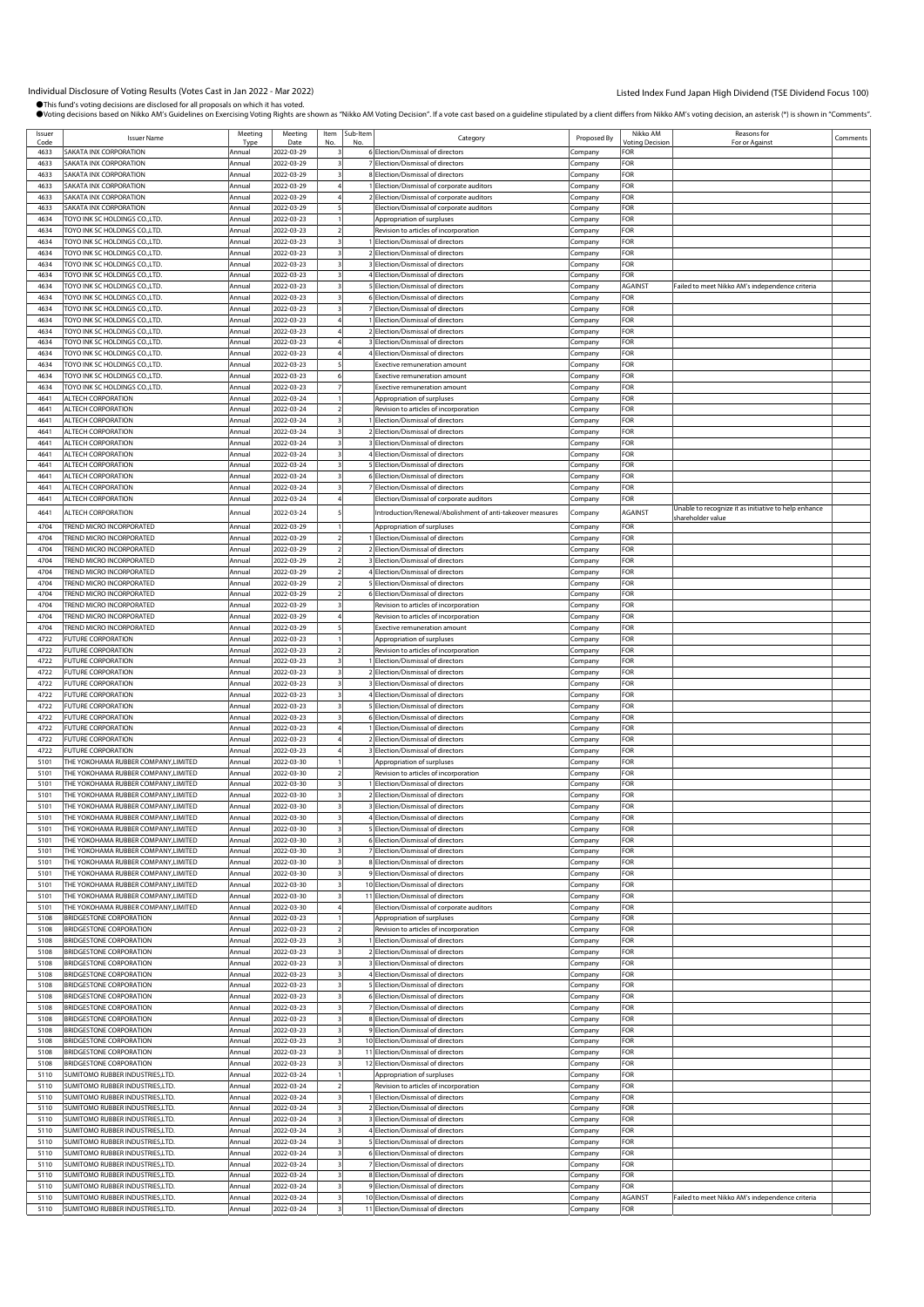Individual Disclosure of Voting Results (Votes Cast in Jan 2022 - Mar 2022)

Listed Index Fund Japan High Dividend (TSE Dividend Focus 100)

●This fund's voting decisions are disclosed for all proposals on which it has voted.
●Voting decisions based on Nikko AM's Guidelines on Exercising Voting Rights are shown as "Nikko AM Voting Decision". If a vote cast based on a guideline stipulated by a client differs from Nikko AM's voting decision, an asterisk (*) is shown in "Comments".

| Issuer Code | Issuer Name | Meeting Type | Meeting Date | Item No. | Sub-Item No. | Category | Proposed By | Nikko AM Voting Decision | Reasons for For or Against | Comments |
|---|---|---|---|---|---|---|---|---|---|---|
| 4633 | SAKATA INX CORPORATION | Annual | 2022-03-29 | 3 | 6 | Election/Dismissal of directors | Company | FOR | | |
| 4633 | SAKATA INX CORPORATION | Annual | 2022-03-29 | 3 | 7 | Election/Dismissal of directors | Company | FOR | | |
| 4633 | SAKATA INX CORPORATION | Annual | 2022-03-29 | 3 | 8 | Election/Dismissal of directors | Company | FOR | | |
| 4633 | SAKATA INX CORPORATION | Annual | 2022-03-29 | 4 | 1 | Election/Dismissal of corporate auditors | Company | FOR | | |
| 4633 | SAKATA INX CORPORATION | Annual | 2022-03-29 | 4 | 2 | Election/Dismissal of corporate auditors | Company | FOR | | |
| 4633 | SAKATA INX CORPORATION | Annual | 2022-03-29 | 5 | | Election/Dismissal of corporate auditors | Company | FOR | | |
| 4634 | TOYO INK SC HOLDINGS CO.,LTD. | Annual | 2022-03-23 | 1 | | Appropriation of surpluses | Company | FOR | | |
| 4634 | TOYO INK SC HOLDINGS CO.,LTD. | Annual | 2022-03-23 | 2 | | Revision to articles of incorporation | Company | FOR | | |
| 4634 | TOYO INK SC HOLDINGS CO.,LTD. | Annual | 2022-03-23 | 3 | 1 | Election/Dismissal of directors | Company | FOR | | |
| 4634 | TOYO INK SC HOLDINGS CO.,LTD. | Annual | 2022-03-23 | 3 | 2 | Election/Dismissal of directors | Company | FOR | | |
| 4634 | TOYO INK SC HOLDINGS CO.,LTD. | Annual | 2022-03-23 | 3 | 3 | Election/Dismissal of directors | Company | FOR | | |
| 4634 | TOYO INK SC HOLDINGS CO.,LTD. | Annual | 2022-03-23 | 3 | 4 | Election/Dismissal of directors | Company | FOR | | |
| 4634 | TOYO INK SC HOLDINGS CO.,LTD. | Annual | 2022-03-23 | 3 | 5 | Election/Dismissal of directors | Company | AGAINST | Failed to meet Nikko AM's independence criteria | |
| 4634 | TOYO INK SC HOLDINGS CO.,LTD. | Annual | 2022-03-23 | 3 | 6 | Election/Dismissal of directors | Company | FOR | | |
| 4634 | TOYO INK SC HOLDINGS CO.,LTD. | Annual | 2022-03-23 | 3 | 7 | Election/Dismissal of directors | Company | FOR | | |
| 4634 | TOYO INK SC HOLDINGS CO.,LTD. | Annual | 2022-03-23 | 4 | 1 | Election/Dismissal of directors | Company | FOR | | |
| 4634 | TOYO INK SC HOLDINGS CO.,LTD. | Annual | 2022-03-23 | 4 | 2 | Election/Dismissal of directors | Company | FOR | | |
| 4634 | TOYO INK SC HOLDINGS CO.,LTD. | Annual | 2022-03-23 | 4 | 3 | Election/Dismissal of directors | Company | FOR | | |
| 4634 | TOYO INK SC HOLDINGS CO.,LTD. | Annual | 2022-03-23 | 4 | 4 | Election/Dismissal of directors | Company | FOR | | |
| 4634 | TOYO INK SC HOLDINGS CO.,LTD. | Annual | 2022-03-23 | 5 | | Exective remuneration amount | Company | FOR | | |
| 4634 | TOYO INK SC HOLDINGS CO.,LTD. | Annual | 2022-03-23 | 6 | | Exective remuneration amount | Company | FOR | | |
| 4634 | TOYO INK SC HOLDINGS CO.,LTD. | Annual | 2022-03-23 | 7 | | Exective remuneration amount | Company | FOR | | |
| 4641 | ALTECH CORPORATION | Annual | 2022-03-24 | 1 | | Appropriation of surpluses | Company | FOR | | |
| 4641 | ALTECH CORPORATION | Annual | 2022-03-24 | 2 | | Revision to articles of incorporation | Company | FOR | | |
| 4641 | ALTECH CORPORATION | Annual | 2022-03-24 | 3 | 1 | Election/Dismissal of directors | Company | FOR | | |
| 4641 | ALTECH CORPORATION | Annual | 2022-03-24 | 3 | 2 | Election/Dismissal of directors | Company | FOR | | |
| 4641 | ALTECH CORPORATION | Annual | 2022-03-24 | 3 | 3 | Election/Dismissal of directors | Company | FOR | | |
| 4641 | ALTECH CORPORATION | Annual | 2022-03-24 | 3 | 4 | Election/Dismissal of directors | Company | FOR | | |
| 4641 | ALTECH CORPORATION | Annual | 2022-03-24 | 3 | 5 | Election/Dismissal of directors | Company | FOR | | |
| 4641 | ALTECH CORPORATION | Annual | 2022-03-24 | 3 | 6 | Election/Dismissal of directors | Company | FOR | | |
| 4641 | ALTECH CORPORATION | Annual | 2022-03-24 | 3 | 7 | Election/Dismissal of directors | Company | FOR | | |
| 4641 | ALTECH CORPORATION | Annual | 2022-03-24 | 4 | | Election/Dismissal of corporate auditors | Company | FOR | | |
| 4641 | ALTECH CORPORATION | Annual | 2022-03-24 | 5 | | Introduction/Renewal/Abolishment of anti-takeover measures | Company | AGAINST | Unable to recognize it as initiative to help enhance shareholder value | |
| 4704 | TREND MICRO INCORPORATED | Annual | 2022-03-29 | 1 | | Appropriation of surpluses | Company | FOR | | |
| 4704 | TREND MICRO INCORPORATED | Annual | 2022-03-29 | 2 | 1 | Election/Dismissal of directors | Company | FOR | | |
| 4704 | TREND MICRO INCORPORATED | Annual | 2022-03-29 | 2 | 2 | Election/Dismissal of directors | Company | FOR | | |
| 4704 | TREND MICRO INCORPORATED | Annual | 2022-03-29 | 2 | 3 | Election/Dismissal of directors | Company | FOR | | |
| 4704 | TREND MICRO INCORPORATED | Annual | 2022-03-29 | 2 | 4 | Election/Dismissal of directors | Company | FOR | | |
| 4704 | TREND MICRO INCORPORATED | Annual | 2022-03-29 | 2 | 5 | Election/Dismissal of directors | Company | FOR | | |
| 4704 | TREND MICRO INCORPORATED | Annual | 2022-03-29 | 2 | 6 | Election/Dismissal of directors | Company | FOR | | |
| 4704 | TREND MICRO INCORPORATED | Annual | 2022-03-29 | 3 | | Revision to articles of incorporation | Company | FOR | | |
| 4704 | TREND MICRO INCORPORATED | Annual | 2022-03-29 | 4 | | Revision to articles of incorporation | Company | FOR | | |
| 4704 | TREND MICRO INCORPORATED | Annual | 2022-03-29 | 5 | | Exective remuneration amount | Company | FOR | | |
| 4722 | FUTURE CORPORATION | Annual | 2022-03-23 | 1 | | Appropriation of surpluses | Company | FOR | | |
| 4722 | FUTURE CORPORATION | Annual | 2022-03-23 | 2 | | Revision to articles of incorporation | Company | FOR | | |
| 4722 | FUTURE CORPORATION | Annual | 2022-03-23 | 3 | 1 | Election/Dismissal of directors | Company | FOR | | |
| 4722 | FUTURE CORPORATION | Annual | 2022-03-23 | 3 | 2 | Election/Dismissal of directors | Company | FOR | | |
| 4722 | FUTURE CORPORATION | Annual | 2022-03-23 | 3 | 3 | Election/Dismissal of directors | Company | FOR | | |
| 4722 | FUTURE CORPORATION | Annual | 2022-03-23 | 3 | 4 | Election/Dismissal of directors | Company | FOR | | |
| 4722 | FUTURE CORPORATION | Annual | 2022-03-23 | 3 | 5 | Election/Dismissal of directors | Company | FOR | | |
| 4722 | FUTURE CORPORATION | Annual | 2022-03-23 | 3 | 6 | Election/Dismissal of directors | Company | FOR | | |
| 4722 | FUTURE CORPORATION | Annual | 2022-03-23 | 4 | 1 | Election/Dismissal of directors | Company | FOR | | |
| 4722 | FUTURE CORPORATION | Annual | 2022-03-23 | 4 | 2 | Election/Dismissal of directors | Company | FOR | | |
| 4722 | FUTURE CORPORATION | Annual | 2022-03-23 | 4 | 3 | Election/Dismissal of directors | Company | FOR | | |
| 5101 | THE YOKOHAMA RUBBER COMPANY,LIMITED | Annual | 2022-03-30 | 1 | | Appropriation of surpluses | Company | FOR | | |
| 5101 | THE YOKOHAMA RUBBER COMPANY,LIMITED | Annual | 2022-03-30 | 2 | | Revision to articles of incorporation | Company | FOR | | |
| 5101 | THE YOKOHAMA RUBBER COMPANY,LIMITED | Annual | 2022-03-30 | 3 | 1 | Election/Dismissal of directors | Company | FOR | | |
| 5101 | THE YOKOHAMA RUBBER COMPANY,LIMITED | Annual | 2022-03-30 | 3 | 2 | Election/Dismissal of directors | Company | FOR | | |
| 5101 | THE YOKOHAMA RUBBER COMPANY,LIMITED | Annual | 2022-03-30 | 3 | 3 | Election/Dismissal of directors | Company | FOR | | |
| 5101 | THE YOKOHAMA RUBBER COMPANY,LIMITED | Annual | 2022-03-30 | 3 | 4 | Election/Dismissal of directors | Company | FOR | | |
| 5101 | THE YOKOHAMA RUBBER COMPANY,LIMITED | Annual | 2022-03-30 | 3 | 5 | Election/Dismissal of directors | Company | FOR | | |
| 5101 | THE YOKOHAMA RUBBER COMPANY,LIMITED | Annual | 2022-03-30 | 3 | 6 | Election/Dismissal of directors | Company | FOR | | |
| 5101 | THE YOKOHAMA RUBBER COMPANY,LIMITED | Annual | 2022-03-30 | 3 | 7 | Election/Dismissal of directors | Company | FOR | | |
| 5101 | THE YOKOHAMA RUBBER COMPANY,LIMITED | Annual | 2022-03-30 | 3 | 8 | Election/Dismissal of directors | Company | FOR | | |
| 5101 | THE YOKOHAMA RUBBER COMPANY,LIMITED | Annual | 2022-03-30 | 3 | 9 | Election/Dismissal of directors | Company | FOR | | |
| 5101 | THE YOKOHAMA RUBBER COMPANY,LIMITED | Annual | 2022-03-30 | 3 | 10 | Election/Dismissal of directors | Company | FOR | | |
| 5101 | THE YOKOHAMA RUBBER COMPANY,LIMITED | Annual | 2022-03-30 | 3 | 11 | Election/Dismissal of directors | Company | FOR | | |
| 5101 | THE YOKOHAMA RUBBER COMPANY,LIMITED | Annual | 2022-03-30 | 4 | | Election/Dismissal of corporate auditors | Company | FOR | | |
| 5108 | BRIDGESTONE CORPORATION | Annual | 2022-03-23 | 1 | | Appropriation of surpluses | Company | FOR | | |
| 5108 | BRIDGESTONE CORPORATION | Annual | 2022-03-23 | 2 | | Revision to articles of incorporation | Company | FOR | | |
| 5108 | BRIDGESTONE CORPORATION | Annual | 2022-03-23 | 3 | 1 | Election/Dismissal of directors | Company | FOR | | |
| 5108 | BRIDGESTONE CORPORATION | Annual | 2022-03-23 | 3 | 2 | Election/Dismissal of directors | Company | FOR | | |
| 5108 | BRIDGESTONE CORPORATION | Annual | 2022-03-23 | 3 | 3 | Election/Dismissal of directors | Company | FOR | | |
| 5108 | BRIDGESTONE CORPORATION | Annual | 2022-03-23 | 3 | 4 | Election/Dismissal of directors | Company | FOR | | |
| 5108 | BRIDGESTONE CORPORATION | Annual | 2022-03-23 | 3 | 5 | Election/Dismissal of directors | Company | FOR | | |
| 5108 | BRIDGESTONE CORPORATION | Annual | 2022-03-23 | 3 | 6 | Election/Dismissal of directors | Company | FOR | | |
| 5108 | BRIDGESTONE CORPORATION | Annual | 2022-03-23 | 3 | 7 | Election/Dismissal of directors | Company | FOR | | |
| 5108 | BRIDGESTONE CORPORATION | Annual | 2022-03-23 | 3 | 8 | Election/Dismissal of directors | Company | FOR | | |
| 5108 | BRIDGESTONE CORPORATION | Annual | 2022-03-23 | 3 | 9 | Election/Dismissal of directors | Company | FOR | | |
| 5108 | BRIDGESTONE CORPORATION | Annual | 2022-03-23 | 3 | 10 | Election/Dismissal of directors | Company | FOR | | |
| 5108 | BRIDGESTONE CORPORATION | Annual | 2022-03-23 | 3 | 11 | Election/Dismissal of directors | Company | FOR | | |
| 5108 | BRIDGESTONE CORPORATION | Annual | 2022-03-23 | 3 | 12 | Election/Dismissal of directors | Company | FOR | | |
| 5110 | SUMITOMO RUBBER INDUSTRIES,LTD. | Annual | 2022-03-24 | 1 | | Appropriation of surpluses | Company | FOR | | |
| 5110 | SUMITOMO RUBBER INDUSTRIES,LTD. | Annual | 2022-03-24 | 2 | | Revision to articles of incorporation | Company | FOR | | |
| 5110 | SUMITOMO RUBBER INDUSTRIES,LTD. | Annual | 2022-03-24 | 3 | 1 | Election/Dismissal of directors | Company | FOR | | |
| 5110 | SUMITOMO RUBBER INDUSTRIES,LTD. | Annual | 2022-03-24 | 3 | 2 | Election/Dismissal of directors | Company | FOR | | |
| 5110 | SUMITOMO RUBBER INDUSTRIES,LTD. | Annual | 2022-03-24 | 3 | 3 | Election/Dismissal of directors | Company | FOR | | |
| 5110 | SUMITOMO RUBBER INDUSTRIES,LTD. | Annual | 2022-03-24 | 3 | 4 | Election/Dismissal of directors | Company | FOR | | |
| 5110 | SUMITOMO RUBBER INDUSTRIES,LTD. | Annual | 2022-03-24 | 3 | 5 | Election/Dismissal of directors | Company | FOR | | |
| 5110 | SUMITOMO RUBBER INDUSTRIES,LTD. | Annual | 2022-03-24 | 3 | 6 | Election/Dismissal of directors | Company | FOR | | |
| 5110 | SUMITOMO RUBBER INDUSTRIES,LTD. | Annual | 2022-03-24 | 3 | 7 | Election/Dismissal of directors | Company | FOR | | |
| 5110 | SUMITOMO RUBBER INDUSTRIES,LTD. | Annual | 2022-03-24 | 3 | 8 | Election/Dismissal of directors | Company | FOR | | |
| 5110 | SUMITOMO RUBBER INDUSTRIES,LTD. | Annual | 2022-03-24 | 3 | 9 | Election/Dismissal of directors | Company | FOR | | |
| 5110 | SUMITOMO RUBBER INDUSTRIES,LTD. | Annual | 2022-03-24 | 3 | 10 | Election/Dismissal of directors | Company | AGAINST | Failed to meet Nikko AM's independence criteria | |
| 5110 | SUMITOMO RUBBER INDUSTRIES,LTD. | Annual | 2022-03-24 | 3 | 11 | Election/Dismissal of directors | Company | FOR | | |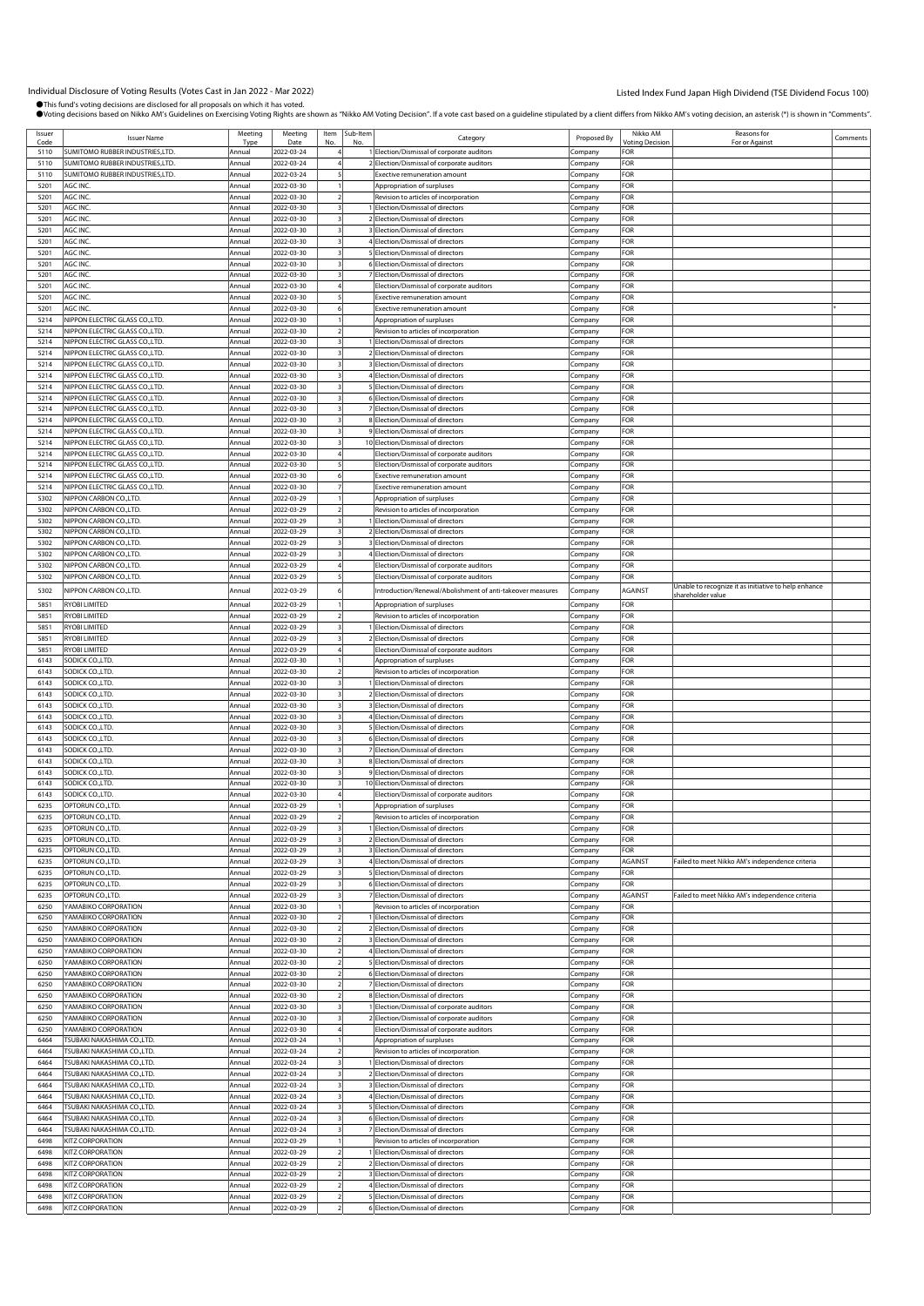Individual Disclosure of Voting Results (Votes Cast in Jan 2022 - Mar 2022)

Listed Index Fund Japan High Dividend (TSE Dividend Focus 100)

●This fund's voting decisions are disclosed for all proposals on which it has voted.
●Voting decisions based on Nikko AM's Guidelines on Exercising Voting Rights are shown as "Nikko AM Voting Decision". If a vote cast based on a guideline stipulated by a client differs from Nikko AM's voting decision, an asterisk (*) is shown in "Comments".

| Issuer Code | Issuer Name | Meeting Type | Meeting Date | Item No. | Sub-Item No. | Category | Proposed By | Nikko AM Voting Decision | Reasons for For or Against | Comments |
|---|---|---|---|---|---|---|---|---|---|---|
| 5110 | SUMITOMO RUBBER INDUSTRIES,LTD. | Annual | 2022-03-24 | 4 | 1 | Election/Dismissal of corporate auditors | Company | FOR | | |
| 5110 | SUMITOMO RUBBER INDUSTRIES,LTD. | Annual | 2022-03-24 | 4 | 2 | Election/Dismissal of corporate auditors | Company | FOR | | |
| 5110 | SUMITOMO RUBBER INDUSTRIES,LTD. | Annual | 2022-03-24 | 5 | | Exective remuneration amount | Company | FOR | | |
| 5201 | AGC INC. | Annual | 2022-03-30 | 1 | | Appropriation of surpluses | Company | FOR | | |
| 5201 | AGC INC. | Annual | 2022-03-30 | 2 | | Revision to articles of incorporation | Company | FOR | | |
| 5201 | AGC INC. | Annual | 2022-03-30 | 3 | 1 | Election/Dismissal of directors | Company | FOR | | |
| 5201 | AGC INC. | Annual | 2022-03-30 | 3 | 2 | Election/Dismissal of directors | Company | FOR | | |
| 5201 | AGC INC. | Annual | 2022-03-30 | 3 | 3 | Election/Dismissal of directors | Company | FOR | | |
| 5201 | AGC INC. | Annual | 2022-03-30 | 3 | 4 | Election/Dismissal of directors | Company | FOR | | |
| 5201 | AGC INC. | Annual | 2022-03-30 | 3 | 5 | Election/Dismissal of directors | Company | FOR | | |
| 5201 | AGC INC. | Annual | 2022-03-30 | 3 | 6 | Election/Dismissal of directors | Company | FOR | | |
| 5201 | AGC INC. | Annual | 2022-03-30 | 3 | 7 | Election/Dismissal of directors | Company | FOR | | |
| 5201 | AGC INC. | Annual | 2022-03-30 | 4 | | Election/Dismissal of corporate auditors | Company | FOR | | |
| 5201 | AGC INC. | Annual | 2022-03-30 | 5 | | Exective remuneration amount | Company | FOR | | |
| 5201 | AGC INC. | Annual | 2022-03-30 | 6 | | Exective remuneration amount | Company | FOR | | * |
| 5214 | NIPPON ELECTRIC GLASS CO.,LTD. | Annual | 2022-03-30 | 1 | | Appropriation of surpluses | Company | FOR | | |
| 5214 | NIPPON ELECTRIC GLASS CO.,LTD. | Annual | 2022-03-30 | 2 | | Revision to articles of incorporation | Company | FOR | | |
| 5214 | NIPPON ELECTRIC GLASS CO.,LTD. | Annual | 2022-03-30 | 3 | 1 | Election/Dismissal of directors | Company | FOR | | |
| 5214 | NIPPON ELECTRIC GLASS CO.,LTD. | Annual | 2022-03-30 | 3 | 2 | Election/Dismissal of directors | Company | FOR | | |
| 5214 | NIPPON ELECTRIC GLASS CO.,LTD. | Annual | 2022-03-30 | 3 | 3 | Election/Dismissal of directors | Company | FOR | | |
| 5214 | NIPPON ELECTRIC GLASS CO.,LTD. | Annual | 2022-03-30 | 3 | 4 | Election/Dismissal of directors | Company | FOR | | |
| 5214 | NIPPON ELECTRIC GLASS CO.,LTD. | Annual | 2022-03-30 | 3 | 5 | Election/Dismissal of directors | Company | FOR | | |
| 5214 | NIPPON ELECTRIC GLASS CO.,LTD. | Annual | 2022-03-30 | 3 | 6 | Election/Dismissal of directors | Company | FOR | | |
| 5214 | NIPPON ELECTRIC GLASS CO.,LTD. | Annual | 2022-03-30 | 3 | 7 | Election/Dismissal of directors | Company | FOR | | |
| 5214 | NIPPON ELECTRIC GLASS CO.,LTD. | Annual | 2022-03-30 | 3 | 8 | Election/Dismissal of directors | Company | FOR | | |
| 5214 | NIPPON ELECTRIC GLASS CO.,LTD. | Annual | 2022-03-30 | 3 | 9 | Election/Dismissal of directors | Company | FOR | | |
| 5214 | NIPPON ELECTRIC GLASS CO.,LTD. | Annual | 2022-03-30 | 3 | 10 | Election/Dismissal of directors | Company | FOR | | |
| 5214 | NIPPON ELECTRIC GLASS CO.,LTD. | Annual | 2022-03-30 | 4 | | Election/Dismissal of corporate auditors | Company | FOR | | |
| 5214 | NIPPON ELECTRIC GLASS CO.,LTD. | Annual | 2022-03-30 | 5 | | Election/Dismissal of corporate auditors | Company | FOR | | |
| 5214 | NIPPON ELECTRIC GLASS CO.,LTD. | Annual | 2022-03-30 | 6 | | Exective remuneration amount | Company | FOR | | |
| 5214 | NIPPON ELECTRIC GLASS CO.,LTD. | Annual | 2022-03-30 | 7 | | Exective remuneration amount | Company | FOR | | |
| 5302 | NIPPON CARBON CO.,LTD. | Annual | 2022-03-29 | 1 | | Appropriation of surpluses | Company | FOR | | |
| 5302 | NIPPON CARBON CO.,LTD. | Annual | 2022-03-29 | 2 | | Revision to articles of incorporation | Company | FOR | | |
| 5302 | NIPPON CARBON CO.,LTD. | Annual | 2022-03-29 | 3 | 1 | Election/Dismissal of directors | Company | FOR | | |
| 5302 | NIPPON CARBON CO.,LTD. | Annual | 2022-03-29 | 3 | 2 | Election/Dismissal of directors | Company | FOR | | |
| 5302 | NIPPON CARBON CO.,LTD. | Annual | 2022-03-29 | 3 | 3 | Election/Dismissal of directors | Company | FOR | | |
| 5302 | NIPPON CARBON CO.,LTD. | Annual | 2022-03-29 | 3 | 4 | Election/Dismissal of directors | Company | FOR | | |
| 5302 | NIPPON CARBON CO.,LTD. | Annual | 2022-03-29 | 4 | | Election/Dismissal of corporate auditors | Company | FOR | | |
| 5302 | NIPPON CARBON CO.,LTD. | Annual | 2022-03-29 | 5 | | Election/Dismissal of corporate auditors | Company | FOR | | |
| 5302 | NIPPON CARBON CO.,LTD. | Annual | 2022-03-29 | 6 | | Introduction/Renewal/Abolishment of anti-takeover measures | Company | AGAINST | Unable to recognize it as initiative to help enhance shareholder value | |
| 5851 | RYOBI LIMITED | Annual | 2022-03-29 | 1 | | Appropriation of surpluses | Company | FOR | | |
| 5851 | RYOBI LIMITED | Annual | 2022-03-29 | 2 | | Revision to articles of incorporation | Company | FOR | | |
| 5851 | RYOBI LIMITED | Annual | 2022-03-29 | 3 | 1 | Election/Dismissal of directors | Company | FOR | | |
| 5851 | RYOBI LIMITED | Annual | 2022-03-29 | 3 | 2 | Election/Dismissal of directors | Company | FOR | | |
| 5851 | RYOBI LIMITED | Annual | 2022-03-29 | 4 | | Election/Dismissal of corporate auditors | Company | FOR | | |
| 6143 | SODICK CO.,LTD. | Annual | 2022-03-30 | 1 | | Appropriation of surpluses | Company | FOR | | |
| 6143 | SODICK CO.,LTD. | Annual | 2022-03-30 | 2 | | Revision to articles of incorporation | Company | FOR | | |
| 6143 | SODICK CO.,LTD. | Annual | 2022-03-30 | 3 | 1 | Election/Dismissal of directors | Company | FOR | | |
| 6143 | SODICK CO.,LTD. | Annual | 2022-03-30 | 3 | 2 | Election/Dismissal of directors | Company | FOR | | |
| 6143 | SODICK CO.,LTD. | Annual | 2022-03-30 | 3 | 3 | Election/Dismissal of directors | Company | FOR | | |
| 6143 | SODICK CO.,LTD. | Annual | 2022-03-30 | 3 | 4 | Election/Dismissal of directors | Company | FOR | | |
| 6143 | SODICK CO.,LTD. | Annual | 2022-03-30 | 3 | 5 | Election/Dismissal of directors | Company | FOR | | |
| 6143 | SODICK CO.,LTD. | Annual | 2022-03-30 | 3 | 6 | Election/Dismissal of directors | Company | FOR | | |
| 6143 | SODICK CO.,LTD. | Annual | 2022-03-30 | 3 | 7 | Election/Dismissal of directors | Company | FOR | | |
| 6143 | SODICK CO.,LTD. | Annual | 2022-03-30 | 3 | 8 | Election/Dismissal of directors | Company | FOR | | |
| 6143 | SODICK CO.,LTD. | Annual | 2022-03-30 | 3 | 9 | Election/Dismissal of directors | Company | FOR | | |
| 6143 | SODICK CO.,LTD. | Annual | 2022-03-30 | 3 | 10 | Election/Dismissal of directors | Company | FOR | | |
| 6143 | SODICK CO.,LTD. | Annual | 2022-03-30 | 4 | | Election/Dismissal of corporate auditors | Company | FOR | | |
| 6235 | OPTORUN CO.,LTD. | Annual | 2022-03-29 | 1 | | Appropriation of surpluses | Company | FOR | | |
| 6235 | OPTORUN CO.,LTD. | Annual | 2022-03-29 | 2 | | Revision to articles of incorporation | Company | FOR | | |
| 6235 | OPTORUN CO.,LTD. | Annual | 2022-03-29 | 3 | 1 | Election/Dismissal of directors | Company | FOR | | |
| 6235 | OPTORUN CO.,LTD. | Annual | 2022-03-29 | 3 | 2 | Election/Dismissal of directors | Company | FOR | | |
| 6235 | OPTORUN CO.,LTD. | Annual | 2022-03-29 | 3 | 3 | Election/Dismissal of directors | Company | FOR | | |
| 6235 | OPTORUN CO.,LTD. | Annual | 2022-03-29 | 3 | 4 | Election/Dismissal of directors | Company | AGAINST | Failed to meet Nikko AM's independence criteria | |
| 6235 | OPTORUN CO.,LTD. | Annual | 2022-03-29 | 3 | 5 | Election/Dismissal of directors | Company | FOR | | |
| 6235 | OPTORUN CO.,LTD. | Annual | 2022-03-29 | 3 | 6 | Election/Dismissal of directors | Company | FOR | | |
| 6235 | OPTORUN CO.,LTD. | Annual | 2022-03-29 | 3 | 7 | Election/Dismissal of directors | Company | AGAINST | Failed to meet Nikko AM's independence criteria | |
| 6250 | YAMABIKO CORPORATION | Annual | 2022-03-30 | 1 | | Revision to articles of incorporation | Company | FOR | | |
| 6250 | YAMABIKO CORPORATION | Annual | 2022-03-30 | 2 | 1 | Election/Dismissal of directors | Company | FOR | | |
| 6250 | YAMABIKO CORPORATION | Annual | 2022-03-30 | 2 | 2 | Election/Dismissal of directors | Company | FOR | | |
| 6250 | YAMABIKO CORPORATION | Annual | 2022-03-30 | 2 | 3 | Election/Dismissal of directors | Company | FOR | | |
| 6250 | YAMABIKO CORPORATION | Annual | 2022-03-30 | 2 | 4 | Election/Dismissal of directors | Company | FOR | | |
| 6250 | YAMABIKO CORPORATION | Annual | 2022-03-30 | 2 | 5 | Election/Dismissal of directors | Company | FOR | | |
| 6250 | YAMABIKO CORPORATION | Annual | 2022-03-30 | 2 | 6 | Election/Dismissal of directors | Company | FOR | | |
| 6250 | YAMABIKO CORPORATION | Annual | 2022-03-30 | 2 | 7 | Election/Dismissal of directors | Company | FOR | | |
| 6250 | YAMABIKO CORPORATION | Annual | 2022-03-30 | 2 | 8 | Election/Dismissal of directors | Company | FOR | | |
| 6250 | YAMABIKO CORPORATION | Annual | 2022-03-30 | 3 | 1 | Election/Dismissal of corporate auditors | Company | FOR | | |
| 6250 | YAMABIKO CORPORATION | Annual | 2022-03-30 | 3 | 2 | Election/Dismissal of corporate auditors | Company | FOR | | |
| 6250 | YAMABIKO CORPORATION | Annual | 2022-03-30 | 4 | | Election/Dismissal of corporate auditors | Company | FOR | | |
| 6464 | TSUBAKI NAKASHIMA CO.,LTD. | Annual | 2022-03-24 | 1 | | Appropriation of surpluses | Company | FOR | | |
| 6464 | TSUBAKI NAKASHIMA CO.,LTD. | Annual | 2022-03-24 | 2 | | Revision to articles of incorporation | Company | FOR | | |
| 6464 | TSUBAKI NAKASHIMA CO.,LTD. | Annual | 2022-03-24 | 3 | 1 | Election/Dismissal of directors | Company | FOR | | |
| 6464 | TSUBAKI NAKASHIMA CO.,LTD. | Annual | 2022-03-24 | 3 | 2 | Election/Dismissal of directors | Company | FOR | | |
| 6464 | TSUBAKI NAKASHIMA CO.,LTD. | Annual | 2022-03-24 | 3 | 3 | Election/Dismissal of directors | Company | FOR | | |
| 6464 | TSUBAKI NAKASHIMA CO.,LTD. | Annual | 2022-03-24 | 3 | 4 | Election/Dismissal of directors | Company | FOR | | |
| 6464 | TSUBAKI NAKASHIMA CO.,LTD. | Annual | 2022-03-24 | 3 | 5 | Election/Dismissal of directors | Company | FOR | | |
| 6464 | TSUBAKI NAKASHIMA CO.,LTD. | Annual | 2022-03-24 | 3 | 6 | Election/Dismissal of directors | Company | FOR | | |
| 6464 | TSUBAKI NAKASHIMA CO.,LTD. | Annual | 2022-03-24 | 3 | 7 | Election/Dismissal of directors | Company | FOR | | |
| 6498 | KITZ CORPORATION | Annual | 2022-03-29 | 1 | | Revision to articles of incorporation | Company | FOR | | |
| 6498 | KITZ CORPORATION | Annual | 2022-03-29 | 2 | 1 | Election/Dismissal of directors | Company | FOR | | |
| 6498 | KITZ CORPORATION | Annual | 2022-03-29 | 2 | 2 | Election/Dismissal of directors | Company | FOR | | |
| 6498 | KITZ CORPORATION | Annual | 2022-03-29 | 2 | 3 | Election/Dismissal of directors | Company | FOR | | |
| 6498 | KITZ CORPORATION | Annual | 2022-03-29 | 2 | 4 | Election/Dismissal of directors | Company | FOR | | |
| 6498 | KITZ CORPORATION | Annual | 2022-03-29 | 2 | 5 | Election/Dismissal of directors | Company | FOR | | |
| 6498 | KITZ CORPORATION | Annual | 2022-03-29 | 2 | 6 | Election/Dismissal of directors | Company | FOR | | |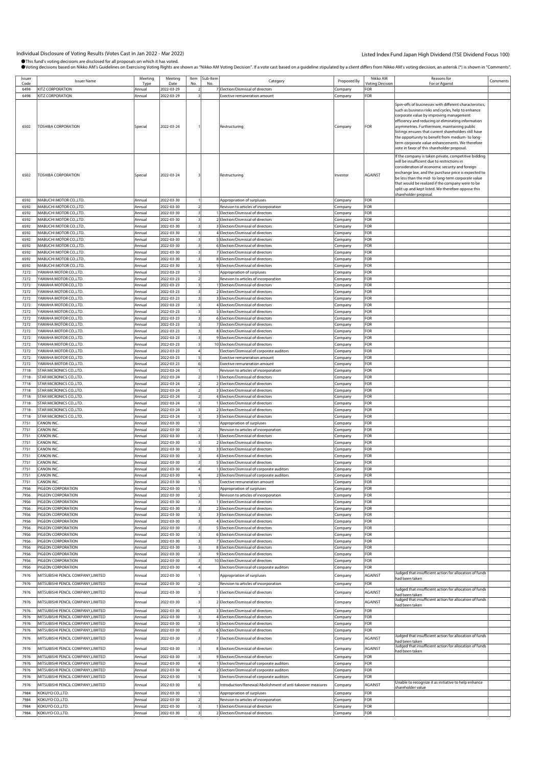Individual Disclosure of Voting Results (Votes Cast in Jan 2022 - Mar 2022)

Listed Index Fund Japan High Dividend (TSE Dividend Focus 100)

●This fund's voting decisions are disclosed for all proposals on which it has voted.
●Voting decisions based on Nikko AM's Guidelines on Exercising Voting Rights are shown as "Nikko AM Voting Decision". If a vote cast based on a guideline stipulated by a client differs from Nikko AM's voting decision, an asterisk (*) is shown in "Comments".

| Issuer Code | Issuer Name | Meeting Type | Meeting Date | Item No. | Sub-Item No. | Category | Proposed By | Nikko AM Voting Decision | Reasons for For or Against | Comments |
|---|---|---|---|---|---|---|---|---|---|---|
| 6498 | KITZ CORPORATION | Annual | 2022-03-29 | 2 | 7 | Election/Dismissal of directors | Company | FOR | | |
| 6498 | KITZ CORPORATION | Annual | 2022-03-29 | 3 | | Exective remuneration amount | Company | FOR | | |
| 6502 | TOSHIBA CORPORATION | Special | 2022-03-24 | 1 | | Restructuring | Company | FOR | Spin-offs of businesses with different characteristics, such as business risks and cycles, help to enhance corporate value by improving management efficiency and reducing or eliminating information asymmetries. Furthermore, maintaining public listings ensures that current shareholders still have the opportunity to benefit from medium- to long-term corporate value enhancements. We therefore vote in favor of this shareholder proposal. | |
| 6502 | TOSHIBA CORPORATION | Special | 2022-03-24 | 3 | | Restructuring | Investor | AGAINST | If the company is taken private, competitive bidding will be insufficient due to restrictions in consideration of economic security and foreign exchange law, and the purchase price is expected to be less than the mid- to long-term corporate value that would be realized if the company were to be split up and kept listed. We therefore oppose this shareholder proposal. | |
| 6592 | MABUCHI MOTOR CO.,LTD. | Annual | 2022-03-30 | 1 | | Appropriation of surpluses | Company | FOR | | |
| 6592 | MABUCHI MOTOR CO.,LTD. | Annual | 2022-03-30 | 2 | | Revision to articles of incorporation | Company | FOR | | |
| 6592 | MABUCHI MOTOR CO.,LTD. | Annual | 2022-03-30 | 3 | 1 | Election/Dismissal of directors | Company | FOR | | |
| 6592 | MABUCHI MOTOR CO.,LTD. | Annual | 2022-03-30 | 3 | 2 | Election/Dismissal of directors | Company | FOR | | |
| 6592 | MABUCHI MOTOR CO.,LTD. | Annual | 2022-03-30 | 3 | 3 | Election/Dismissal of directors | Company | FOR | | |
| 6592 | MABUCHI MOTOR CO.,LTD. | Annual | 2022-03-30 | 3 | 4 | Election/Dismissal of directors | Company | FOR | | |
| 6592 | MABUCHI MOTOR CO.,LTD. | Annual | 2022-03-30 | 3 | 5 | Election/Dismissal of directors | Company | FOR | | |
| 6592 | MABUCHI MOTOR CO.,LTD. | Annual | 2022-03-30 | 3 | 6 | Election/Dismissal of directors | Company | FOR | | |
| 6592 | MABUCHI MOTOR CO.,LTD. | Annual | 2022-03-30 | 3 | 7 | Election/Dismissal of directors | Company | FOR | | |
| 6592 | MABUCHI MOTOR CO.,LTD. | Annual | 2022-03-30 | 3 | 8 | Election/Dismissal of directors | Company | FOR | | |
| 6592 | MABUCHI MOTOR CO.,LTD. | Annual | 2022-03-30 | 3 | 9 | Election/Dismissal of directors | Company | FOR | | |
| 7272 | YAMAHA MOTOR CO.,LTD. | Annual | 2022-03-23 | 1 | | Appropriation of surpluses | Company | FOR | | |
| 7272 | YAMAHA MOTOR CO.,LTD. | Annual | 2022-03-23 | 2 | | Revision to articles of incorporation | Company | FOR | | |
| 7272 | YAMAHA MOTOR CO.,LTD. | Annual | 2022-03-23 | 3 | 1 | Election/Dismissal of directors | Company | FOR | | |
| 7272 | YAMAHA MOTOR CO.,LTD. | Annual | 2022-03-23 | 3 | 2 | Election/Dismissal of directors | Company | FOR | | |
| 7272 | YAMAHA MOTOR CO.,LTD. | Annual | 2022-03-23 | 3 | 3 | Election/Dismissal of directors | Company | FOR | | |
| 7272 | YAMAHA MOTOR CO.,LTD. | Annual | 2022-03-23 | 3 | 4 | Election/Dismissal of directors | Company | FOR | | |
| 7272 | YAMAHA MOTOR CO.,LTD. | Annual | 2022-03-23 | 3 | 5 | Election/Dismissal of directors | Company | FOR | | |
| 7272 | YAMAHA MOTOR CO.,LTD. | Annual | 2022-03-23 | 3 | 6 | Election/Dismissal of directors | Company | FOR | | |
| 7272 | YAMAHA MOTOR CO.,LTD. | Annual | 2022-03-23 | 3 | 7 | Election/Dismissal of directors | Company | FOR | | |
| 7272 | YAMAHA MOTOR CO.,LTD. | Annual | 2022-03-23 | 3 | 8 | Election/Dismissal of directors | Company | FOR | | |
| 7272 | YAMAHA MOTOR CO.,LTD. | Annual | 2022-03-23 | 3 | 9 | Election/Dismissal of directors | Company | FOR | | |
| 7272 | YAMAHA MOTOR CO.,LTD. | Annual | 2022-03-23 | 3 | 10 | Election/Dismissal of directors | Company | FOR | | |
| 7272 | YAMAHA MOTOR CO.,LTD. | Annual | 2022-03-23 | 4 | | Election/Dismissal of corporate auditors | Company | FOR | | |
| 7272 | YAMAHA MOTOR CO.,LTD. | Annual | 2022-03-23 | 5 | | Exective remuneration amount | Company | FOR | | |
| 7272 | YAMAHA MOTOR CO.,LTD. | Annual | 2022-03-23 | 6 | | Exective remuneration amount | Company | FOR | | |
| 7718 | STAR MICRONICS CO.,LTD. | Annual | 2022-03-24 | 1 | | Revision to articles of incorporation | Company | FOR | | |
| 7718 | STAR MICRONICS CO.,LTD. | Annual | 2022-03-24 | 2 | 1 | Election/Dismissal of directors | Company | FOR | | |
| 7718 | STAR MICRONICS CO.,LTD. | Annual | 2022-03-24 | 2 | 2 | Election/Dismissal of directors | Company | FOR | | |
| 7718 | STAR MICRONICS CO.,LTD. | Annual | 2022-03-24 | 2 | 3 | Election/Dismissal of directors | Company | FOR | | |
| 7718 | STAR MICRONICS CO.,LTD. | Annual | 2022-03-24 | 2 | 4 | Election/Dismissal of directors | Company | FOR | | |
| 7718 | STAR MICRONICS CO.,LTD. | Annual | 2022-03-24 | 3 | 1 | Election/Dismissal of directors | Company | FOR | | |
| 7718 | STAR MICRONICS CO.,LTD. | Annual | 2022-03-24 | 3 | 2 | Election/Dismissal of directors | Company | FOR | | |
| 7718 | STAR MICRONICS CO.,LTD. | Annual | 2022-03-24 | 3 | 3 | Election/Dismissal of directors | Company | FOR | | |
| 7751 | CANON INC. | Annual | 2022-03-30 | 1 | | Appropriation of surpluses | Company | FOR | | |
| 7751 | CANON INC. | Annual | 2022-03-30 | 2 | | Revision to articles of incorporation | Company | FOR | | |
| 7751 | CANON INC. | Annual | 2022-03-30 | 3 | 1 | Election/Dismissal of directors | Company | FOR | | |
| 7751 | CANON INC. | Annual | 2022-03-30 | 3 | 2 | Election/Dismissal of directors | Company | FOR | | |
| 7751 | CANON INC. | Annual | 2022-03-30 | 3 | 3 | Election/Dismissal of directors | Company | FOR | | |
| 7751 | CANON INC. | Annual | 2022-03-30 | 3 | 4 | Election/Dismissal of directors | Company | FOR | | |
| 7751 | CANON INC. | Annual | 2022-03-30 | 3 | 5 | Election/Dismissal of directors | Company | FOR | | |
| 7751 | CANON INC. | Annual | 2022-03-30 | 4 | 1 | Election/Dismissal of corporate auditors | Company | FOR | | |
| 7751 | CANON INC. | Annual | 2022-03-30 | 4 | 2 | Election/Dismissal of corporate auditors | Company | FOR | | |
| 7751 | CANON INC. | Annual | 2022-03-30 | 5 | | Exective remuneration amount | Company | FOR | | |
| 7956 | PIGEON CORPORATION | Annual | 2022-03-30 | 1 | | Appropriation of surpluses | Company | FOR | | |
| 7956 | PIGEON CORPORATION | Annual | 2022-03-30 | 2 | | Revision to articles of incorporation | Company | FOR | | |
| 7956 | PIGEON CORPORATION | Annual | 2022-03-30 | 3 | 1 | Election/Dismissal of directors | Company | FOR | | |
| 7956 | PIGEON CORPORATION | Annual | 2022-03-30 | 3 | 2 | Election/Dismissal of directors | Company | FOR | | |
| 7956 | PIGEON CORPORATION | Annual | 2022-03-30 | 3 | 3 | Election/Dismissal of directors | Company | FOR | | |
| 7956 | PIGEON CORPORATION | Annual | 2022-03-30 | 3 | 4 | Election/Dismissal of directors | Company | FOR | | |
| 7956 | PIGEON CORPORATION | Annual | 2022-03-30 | 3 | 5 | Election/Dismissal of directors | Company | FOR | | |
| 7956 | PIGEON CORPORATION | Annual | 2022-03-30 | 3 | 6 | Election/Dismissal of directors | Company | FOR | | |
| 7956 | PIGEON CORPORATION | Annual | 2022-03-30 | 3 | 7 | Election/Dismissal of directors | Company | FOR | | |
| 7956 | PIGEON CORPORATION | Annual | 2022-03-30 | 3 | 8 | Election/Dismissal of directors | Company | FOR | | |
| 7956 | PIGEON CORPORATION | Annual | 2022-03-30 | 3 | 9 | Election/Dismissal of directors | Company | FOR | | |
| 7956 | PIGEON CORPORATION | Annual | 2022-03-30 | 3 | 10 | Election/Dismissal of directors | Company | FOR | | |
| 7956 | PIGEON CORPORATION | Annual | 2022-03-30 | 4 | | Election/Dismissal of corporate auditors | Company | FOR | | |
| 7976 | MITSUBISHI PENCIL COMPANY,LIMITED | Annual | 2022-03-30 | 1 | | Appropriation of surpluses | Company | AGAINST | Judged that insufficient action for allocation of funds had been taken | |
| 7976 | MITSUBISHI PENCIL COMPANY,LIMITED | Annual | 2022-03-30 | 2 | | Revision to articles of incorporation | Company | FOR | | |
| 7976 | MITSUBISHI PENCIL COMPANY,LIMITED | Annual | 2022-03-30 | 3 | 1 | Election/Dismissal of directors | Company | AGAINST | Judged that insufficient action for allocation of funds had been taken | |
| 7976 | MITSUBISHI PENCIL COMPANY,LIMITED | Annual | 2022-03-30 | 3 | 2 | Election/Dismissal of directors | Company | AGAINST | Judged that insufficient action for allocation of funds had been taken | |
| 7976 | MITSUBISHI PENCIL COMPANY,LIMITED | Annual | 2022-03-30 | 3 | 3 | Election/Dismissal of directors | Company | FOR | | |
| 7976 | MITSUBISHI PENCIL COMPANY,LIMITED | Annual | 2022-03-30 | 3 | 4 | Election/Dismissal of directors | Company | FOR | | |
| 7976 | MITSUBISHI PENCIL COMPANY,LIMITED | Annual | 2022-03-30 | 3 | 5 | Election/Dismissal of directors | Company | FOR | | |
| 7976 | MITSUBISHI PENCIL COMPANY,LIMITED | Annual | 2022-03-30 | 3 | 6 | Election/Dismissal of directors | Company | FOR | | |
| 7976 | MITSUBISHI PENCIL COMPANY,LIMITED | Annual | 2022-03-30 | 3 | 7 | Election/Dismissal of directors | Company | AGAINST | Judged that insufficient action for allocation of funds had been taken | |
| 7976 | MITSUBISHI PENCIL COMPANY,LIMITED | Annual | 2022-03-30 | 3 | 8 | Election/Dismissal of directors | Company | AGAINST | Judged that insufficient action for allocation of funds had been taken | |
| 7976 | MITSUBISHI PENCIL COMPANY,LIMITED | Annual | 2022-03-30 | 3 | 9 | Election/Dismissal of directors | Company | FOR | | |
| 7976 | MITSUBISHI PENCIL COMPANY,LIMITED | Annual | 2022-03-30 | 4 | 1 | Election/Dismissal of corporate auditors | Company | FOR | | |
| 7976 | MITSUBISHI PENCIL COMPANY,LIMITED | Annual | 2022-03-30 | 4 | 2 | Election/Dismissal of corporate auditors | Company | FOR | | |
| 7976 | MITSUBISHI PENCIL COMPANY,LIMITED | Annual | 2022-03-30 | 5 | | Election/Dismissal of corporate auditors | Company | FOR | | |
| 7976 | MITSUBISHI PENCIL COMPANY,LIMITED | Annual | 2022-03-30 | 6 | | Introduction/Renewal/Abolishment of anti-takeover measures | Company | AGAINST | Unable to recognize it as initiative to help enhance shareholder value | |
| 7984 | KOKUYO CO.,LTD. | Annual | 2022-03-30 | 1 | | Appropriation of surpluses | Company | FOR | | |
| 7984 | KOKUYO CO.,LTD. | Annual | 2022-03-30 | 2 | | Revision to articles of incorporation | Company | FOR | | |
| 7984 | KOKUYO CO.,LTD. | Annual | 2022-03-30 | 3 | 1 | Election/Dismissal of directors | Company | FOR | | |
| 7984 | KOKUYO CO.,LTD. | Annual | 2022-03-30 | 3 | 2 | Election/Dismissal of directors | Company | FOR | | |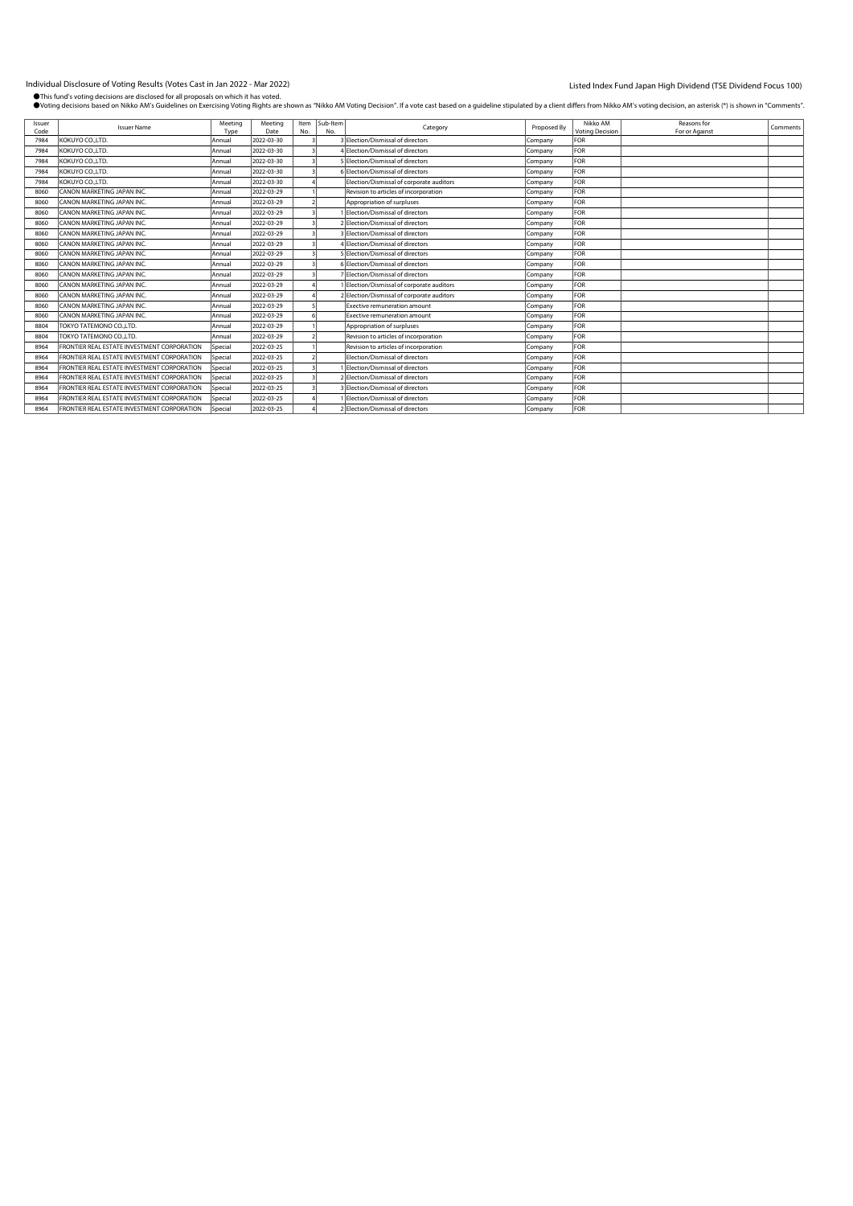Individual Disclosure of Voting Results (Votes Cast in Jan 2022 - Mar 2022)

Listed Index Fund Japan High Dividend (TSE Dividend Focus 100)

●This fund's voting decisions are disclosed for all proposals on which it has voted.
●Voting decisions based on Nikko AM's Guidelines on Exercising Voting Rights are shown as "Nikko AM Voting Decision". If a vote cast based on a guideline stipulated by a client differs from Nikko AM's voting decision, an asterisk (*) is shown in "Comments".

| Issuer Code | Issuer Name | Meeting Type | Meeting Date | Item No. | Sub-Item No. | Category | Proposed By | Nikko AM Voting Decision | Reasons for For or Against | Comments |
|---|---|---|---|---|---|---|---|---|---|---|
| 7984 | KOKUYO CO.,LTD. | Annual | 2022-03-30 | 3 | 3 | Election/Dismissal of directors | Company | FOR | | |
| 7984 | KOKUYO CO.,LTD. | Annual | 2022-03-30 | 3 | 4 | Election/Dismissal of directors | Company | FOR | | |
| 7984 | KOKUYO CO.,LTD. | Annual | 2022-03-30 | 3 | 5 | Election/Dismissal of directors | Company | FOR | | |
| 7984 | KOKUYO CO.,LTD. | Annual | 2022-03-30 | 3 | 6 | Election/Dismissal of directors | Company | FOR | | |
| 7984 | KOKUYO CO.,LTD. | Annual | 2022-03-30 | 4 | | Election/Dismissal of corporate auditors | Company | FOR | | |
| 8060 | CANON MARKETING JAPAN INC. | Annual | 2022-03-29 | 1 | | Revision to articles of incorporation | Company | FOR | | |
| 8060 | CANON MARKETING JAPAN INC. | Annual | 2022-03-29 | 2 | | Appropriation of surpluses | Company | FOR | | |
| 8060 | CANON MARKETING JAPAN INC. | Annual | 2022-03-29 | 3 | 1 | Election/Dismissal of directors | Company | FOR | | |
| 8060 | CANON MARKETING JAPAN INC. | Annual | 2022-03-29 | 3 | 2 | Election/Dismissal of directors | Company | FOR | | |
| 8060 | CANON MARKETING JAPAN INC. | Annual | 2022-03-29 | 3 | 3 | Election/Dismissal of directors | Company | FOR | | |
| 8060 | CANON MARKETING JAPAN INC. | Annual | 2022-03-29 | 3 | 4 | Election/Dismissal of directors | Company | FOR | | |
| 8060 | CANON MARKETING JAPAN INC. | Annual | 2022-03-29 | 3 | 5 | Election/Dismissal of directors | Company | FOR | | |
| 8060 | CANON MARKETING JAPAN INC. | Annual | 2022-03-29 | 3 | 6 | Election/Dismissal of directors | Company | FOR | | |
| 8060 | CANON MARKETING JAPAN INC. | Annual | 2022-03-29 | 3 | 7 | Election/Dismissal of directors | Company | FOR | | |
| 8060 | CANON MARKETING JAPAN INC. | Annual | 2022-03-29 | 4 | 1 | Election/Dismissal of corporate auditors | Company | FOR | | |
| 8060 | CANON MARKETING JAPAN INC. | Annual | 2022-03-29 | 4 | 2 | Election/Dismissal of corporate auditors | Company | FOR | | |
| 8060 | CANON MARKETING JAPAN INC. | Annual | 2022-03-29 | 5 | | Exective remuneration amount | Company | FOR | | |
| 8060 | CANON MARKETING JAPAN INC. | Annual | 2022-03-29 | 6 | | Exective remuneration amount | Company | FOR | | |
| 8804 | TOKYO TATEMONO CO.,LTD. | Annual | 2022-03-29 | 1 | | Appropriation of surpluses | Company | FOR | | |
| 8804 | TOKYO TATEMONO CO.,LTD. | Annual | 2022-03-29 | 2 | | Revision to articles of incorporation | Company | FOR | | |
| 8964 | FRONTIER REAL ESTATE INVESTMENT CORPORATION | Special | 2022-03-25 | 1 | | Revision to articles of incorporation | Company | FOR | | |
| 8964 | FRONTIER REAL ESTATE INVESTMENT CORPORATION | Special | 2022-03-25 | 2 | | Election/Dismissal of directors | Company | FOR | | |
| 8964 | FRONTIER REAL ESTATE INVESTMENT CORPORATION | Special | 2022-03-25 | 3 | 1 | Election/Dismissal of directors | Company | FOR | | |
| 8964 | FRONTIER REAL ESTATE INVESTMENT CORPORATION | Special | 2022-03-25 | 3 | 2 | Election/Dismissal of directors | Company | FOR | | |
| 8964 | FRONTIER REAL ESTATE INVESTMENT CORPORATION | Special | 2022-03-25 | 3 | 3 | Election/Dismissal of directors | Company | FOR | | |
| 8964 | FRONTIER REAL ESTATE INVESTMENT CORPORATION | Special | 2022-03-25 | 4 | 1 | Election/Dismissal of directors | Company | FOR | | |
| 8964 | FRONTIER REAL ESTATE INVESTMENT CORPORATION | Special | 2022-03-25 | 4 | 2 | Election/Dismissal of directors | Company | FOR | | |